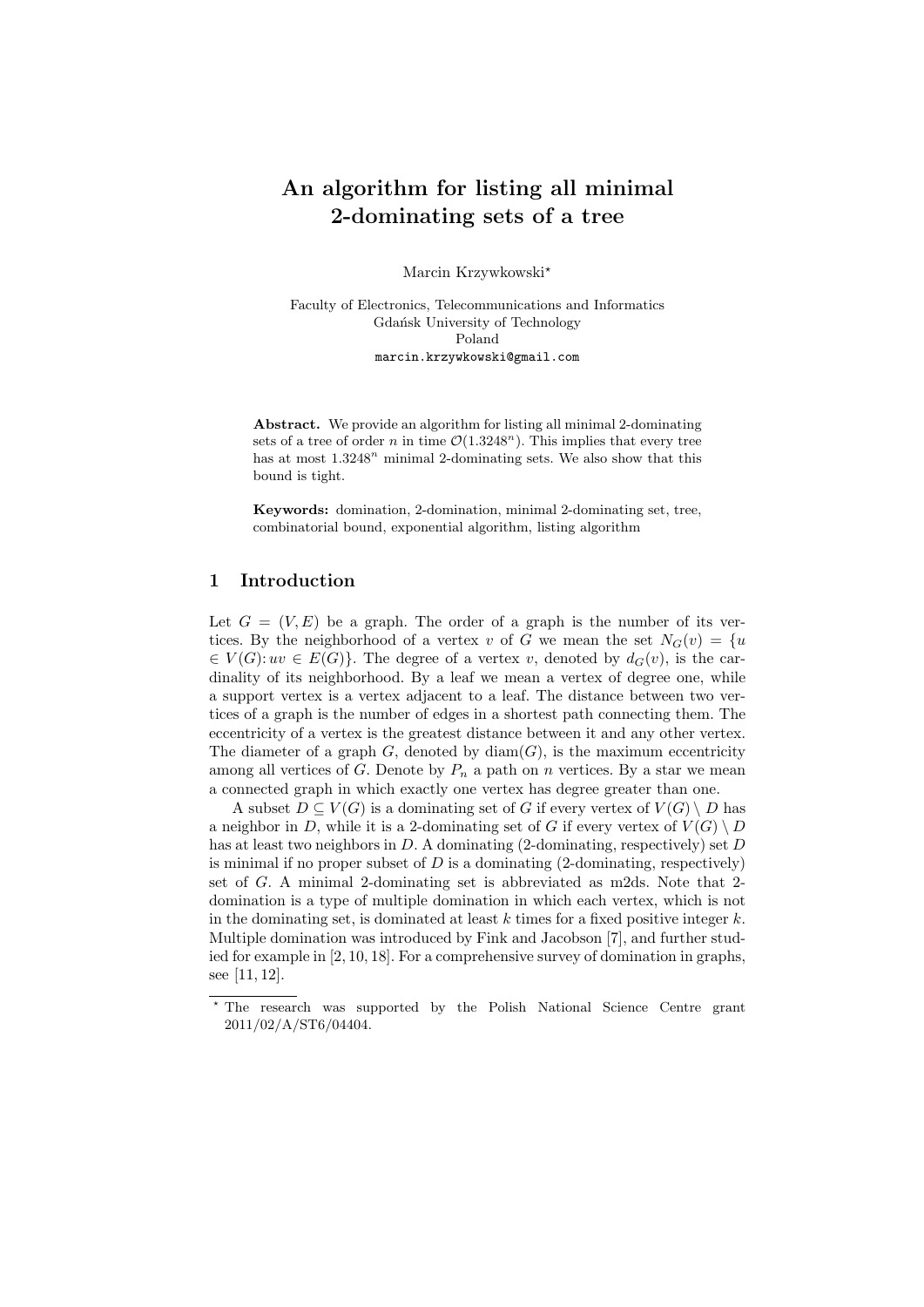# An algorithm for listing all minimal 2-dominating sets of a tree

Marcin Krzywkowski*

Faculty of Electronics, Telecommunications and Informatics
Gdańsk University of Technology
Poland
marcin.krzywkowski@gmail.com

**Abstract.** We provide an algorithm for listing all minimal 2-dominating sets of a tree of order $n$ in time $\mathcal{O}(1.3248^n)$. This implies that every tree has at most $1.3248^n$ minimal 2-dominating sets. We also show that this bound is tight.

**Keywords:** domination, 2-domination, minimal 2-dominating set, tree, combinatorial bound, exponential algorithm, listing algorithm

## 1 Introduction

Let $G = (V, E)$ be a graph. The order of a graph is the number of its vertices. By the neighborhood of a vertex $v$ of $G$ we mean the set $N_G(v) = \{u \in V(G) \colon uv \in E(G)\}$. The degree of a vertex $v$, denoted by $d_G(v)$, is the cardinality of its neighborhood. By a leaf we mean a vertex of degree one, while a support vertex is a vertex adjacent to a leaf. The distance between two vertices of a graph is the number of edges in a shortest path connecting them. The eccentricity of a vertex is the greatest distance between it and any other vertex. The diameter of a graph $G$, denoted by $\mathrm{diam}(G)$, is the maximum eccentricity among all vertices of $G$. Denote by $P_n$ a path on $n$ vertices. By a star we mean a connected graph in which exactly one vertex has degree greater than one.

A subset $D \subseteq V(G)$ is a dominating set of $G$ if every vertex of $V(G) \setminus D$ has a neighbor in $D$, while it is a 2-dominating set of $G$ if every vertex of $V(G) \setminus D$ has at least two neighbors in $D$. A dominating (2-dominating, respectively) set $D$ is minimal if no proper subset of $D$ is a dominating (2-dominating, respectively) set of $G$. A minimal 2-dominating set is abbreviated as m2ds. Note that 2-domination is a type of multiple domination in which each vertex, which is not in the dominating set, is dominated at least $k$ times for a fixed positive integer $k$. Multiple domination was introduced by Fink and Jacobson [7], and further studied for example in [2, 10, 18]. For a comprehensive survey of domination in graphs, see [11, 12].

* The research was supported by the Polish National Science Centre grant 2011/02/A/ST6/04404.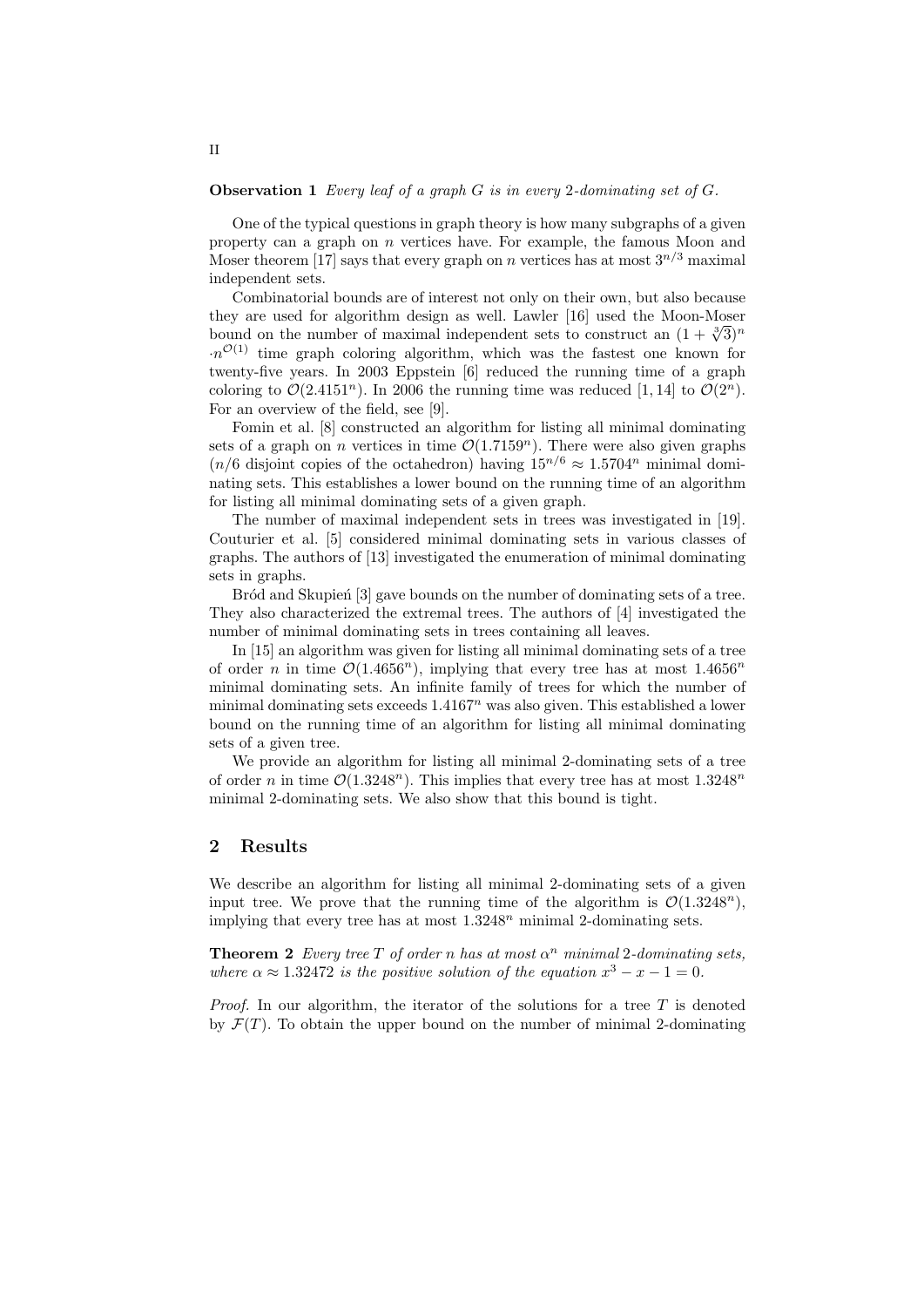**Observation 1** *Every leaf of a graph $G$ is in every 2-dominating set of $G$.*

One of the typical questions in graph theory is how many subgraphs of a given property can a graph on $n$ vertices have. For example, the famous Moon and Moser theorem [17] says that every graph on $n$ vertices has at most $3^{n/3}$ maximal independent sets.

Combinatorial bounds are of interest not only on their own, but also because they are used for algorithm design as well. Lawler [16] used the Moon-Moser bound on the number of maximal independent sets to construct an $(1+\sqrt[3]{3})^n \cdot n^{\mathcal{O}(1)}$ time graph coloring algorithm, which was the fastest one known for twenty-five years. In 2003 Eppstein [6] reduced the running time of a graph coloring to $\mathcal{O}(2.4151^n)$. In 2006 the running time was reduced [1, 14] to $\mathcal{O}(2^n)$. For an overview of the field, see [9].

Fomin et al. [8] constructed an algorithm for listing all minimal dominating sets of a graph on $n$ vertices in time $\mathcal{O}(1.7159^n)$. There were also given graphs ($n/6$ disjoint copies of the octahedron) having $15^{n/6} \approx 1.5704^n$ minimal dominating sets. This establishes a lower bound on the running time of an algorithm for listing all minimal dominating sets of a given graph.

The number of maximal independent sets in trees was investigated in [19]. Couturier et al. [5] considered minimal dominating sets in various classes of graphs. The authors of [13] investigated the enumeration of minimal dominating sets in graphs.

Bród and Skupień [3] gave bounds on the number of dominating sets of a tree. They also characterized the extremal trees. The authors of [4] investigated the number of minimal dominating sets in trees containing all leaves.

In [15] an algorithm was given for listing all minimal dominating sets of a tree of order $n$ in time $\mathcal{O}(1.4656^n)$, implying that every tree has at most $1.4656^n$ minimal dominating sets. An infinite family of trees for which the number of minimal dominating sets exceeds $1.4167^n$ was also given. This established a lower bound on the running time of an algorithm for listing all minimal dominating sets of a given tree.

We provide an algorithm for listing all minimal 2-dominating sets of a tree of order $n$ in time $\mathcal{O}(1.3248^n)$. This implies that every tree has at most $1.3248^n$ minimal 2-dominating sets. We also show that this bound is tight.

## 2 Results

We describe an algorithm for listing all minimal 2-dominating sets of a given input tree. We prove that the running time of the algorithm is $\mathcal{O}(1.3248^n)$, implying that every tree has at most $1.3248^n$ minimal 2-dominating sets.

**Theorem 2** *Every tree $T$ of order $n$ has at most $\alpha^n$ minimal 2-dominating sets, where $\alpha \approx 1.32472$ is the positive solution of the equation $x^3 - x - 1 = 0$.*

*Proof.* In our algorithm, the iterator of the solutions for a tree $T$ is denoted by $\mathcal{F}(T)$. To obtain the upper bound on the number of minimal 2-dominating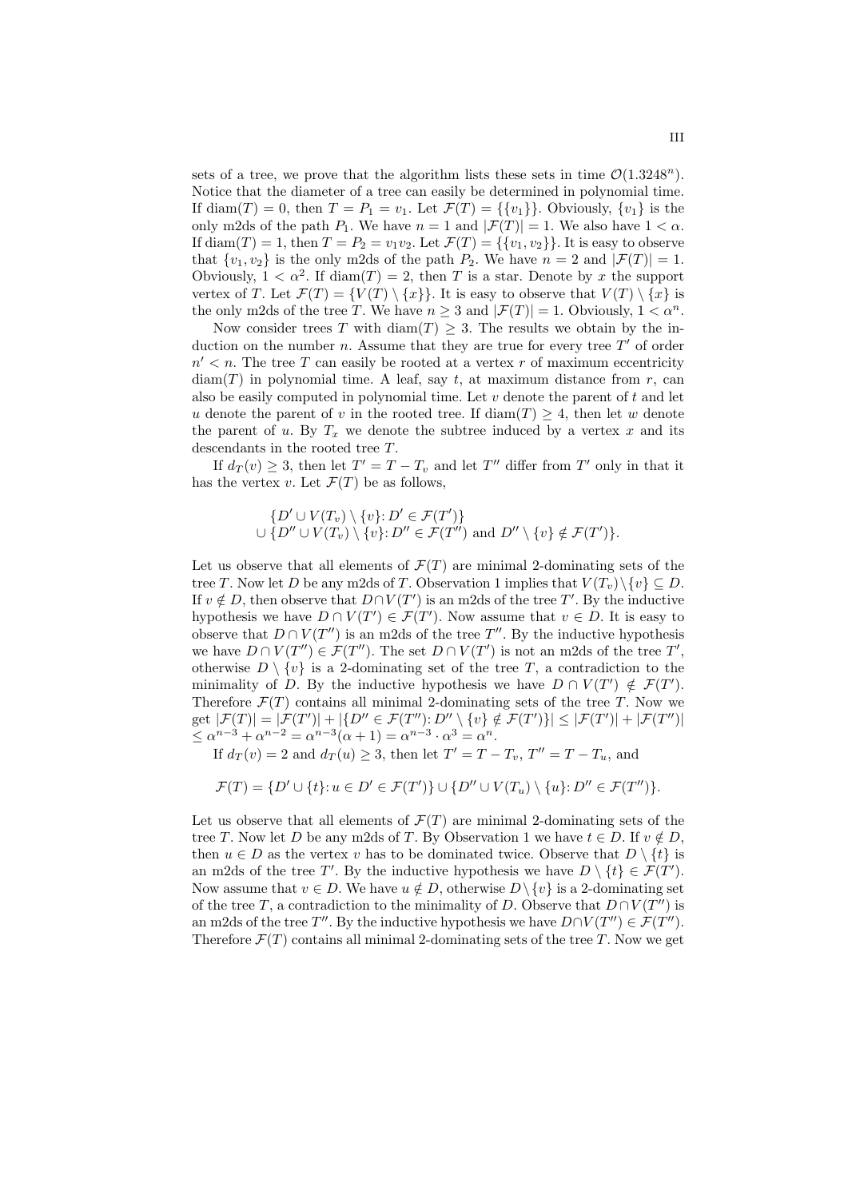sets of a tree, we prove that the algorithm lists these sets in time $\mathcal{O}(1.3248^n)$. Notice that the diameter of a tree can easily be determined in polynomial time. If $\operatorname{diam}(T) = 0$, then $T = P_1 = v_1$. Let $\mathcal{F}(T) = \{\{v_1\}\}$. Obviously, $\{v_1\}$ is the only m2ds of the path $P_1$. We have $n = 1$ and $|\mathcal{F}(T)| = 1$. We also have $1 < \alpha$. If $\operatorname{diam}(T) = 1$, then $T = P_2 = v_1v_2$. Let $\mathcal{F}(T) = \{\{v_1, v_2\}\}$. It is easy to observe that $\{v_1, v_2\}$ is the only m2ds of the path $P_2$. We have $n = 2$ and $|\mathcal{F}(T)| = 1$. Obviously, $1 < \alpha^2$. If $\operatorname{diam}(T) = 2$, then $T$ is a star. Denote by $x$ the support vertex of $T$. Let $\mathcal{F}(T) = \{V(T) \setminus \{x\}\}$. It is easy to observe that $V(T) \setminus \{x\}$ is the only m2ds of the tree $T$. We have $n \geq 3$ and $|\mathcal{F}(T)| = 1$. Obviously, $1 < \alpha^n$.

Now consider trees $T$ with $\operatorname{diam}(T) \geq 3$. The results we obtain by the induction on the number $n$. Assume that they are true for every tree $T'$ of order $n' < n$. The tree $T$ can easily be rooted at a vertex $r$ of maximum eccentricity $\operatorname{diam}(T)$ in polynomial time. A leaf, say $t$, at maximum distance from $r$, can also be easily computed in polynomial time. Let $v$ denote the parent of $t$ and let $u$ denote the parent of $v$ in the rooted tree. If $\operatorname{diam}(T) \geq 4$, then let $w$ denote the parent of $u$. By $T_x$ we denote the subtree induced by a vertex $x$ and its descendants in the rooted tree $T$.

If $d_T(v) \geq 3$, then let $T' = T - T_v$ and let $T''$ differ from $T'$ only in that it has the vertex $v$. Let $\mathcal{F}(T)$ be as follows,

$$\begin{aligned}&\{D' \cup V(T_v) \setminus \{v\} \colon D' \in \mathcal{F}(T')\}\\ &\cup \{D'' \cup V(T_v) \setminus \{v\} \colon D'' \in \mathcal{F}(T'') \text{ and } D'' \setminus \{v\} \notin \mathcal{F}(T')\}.\end{aligned}$$

Let us observe that all elements of $\mathcal{F}(T)$ are minimal 2-dominating sets of the tree $T$. Now let $D$ be any m2ds of $T$. Observation 1 implies that $V(T_v) \setminus \{v\} \subseteq D$. If $v \notin D$, then observe that $D \cap V(T')$ is an m2ds of the tree $T'$. By the inductive hypothesis we have $D \cap V(T') \in \mathcal{F}(T')$. Now assume that $v \in D$. It is easy to observe that $D \cap V(T'')$ is an m2ds of the tree $T''$. By the inductive hypothesis we have $D \cap V(T'') \in \mathcal{F}(T'')$. The set $D \cap V(T')$ is not an m2ds of the tree $T'$, otherwise $D \setminus \{v\}$ is a 2-dominating set of the tree $T$, a contradiction to the minimality of $D$. By the inductive hypothesis we have $D \cap V(T') \notin \mathcal{F}(T')$. Therefore $\mathcal{F}(T)$ contains all minimal 2-dominating sets of the tree $T$. Now we get $|\mathcal{F}(T)| = |\mathcal{F}(T')| + |\{D'' \in \mathcal{F}(T'') \colon D'' \setminus \{v\} \notin \mathcal{F}(T')\}| \leq |\mathcal{F}(T')| + |\mathcal{F}(T'')| \leq \alpha^{n-3} + \alpha^{n-2} = \alpha^{n-3}(\alpha + 1) = \alpha^{n-3} \cdot \alpha^3 = \alpha^n$.

If $d_T(v) = 2$ and $d_T(u) \geq 3$, then let $T' = T - T_v$, $T'' = T - T_u$, and

$$\mathcal{F}(T) = \{D' \cup \{t\} \colon u \in D' \in \mathcal{F}(T')\} \cup \{D'' \cup V(T_u) \setminus \{u\} \colon D'' \in \mathcal{F}(T'')\}.$$

Let us observe that all elements of $\mathcal{F}(T)$ are minimal 2-dominating sets of the tree $T$. Now let $D$ be any m2ds of $T$. By Observation 1 we have $t \in D$. If $v \notin D$, then $u \in D$ as the vertex $v$ has to be dominated twice. Observe that $D \setminus \{t\}$ is an m2ds of the tree $T'$. By the inductive hypothesis we have $D \setminus \{t\} \in \mathcal{F}(T')$. Now assume that $v \in D$. We have $u \notin D$, otherwise $D \setminus \{v\}$ is a 2-dominating set of the tree $T$, a contradiction to the minimality of $D$. Observe that $D \cap V(T'')$ is an m2ds of the tree $T''$. By the inductive hypothesis we have $D \cap V(T'') \in \mathcal{F}(T'')$. Therefore $\mathcal{F}(T)$ contains all minimal 2-dominating sets of the tree $T$. Now we get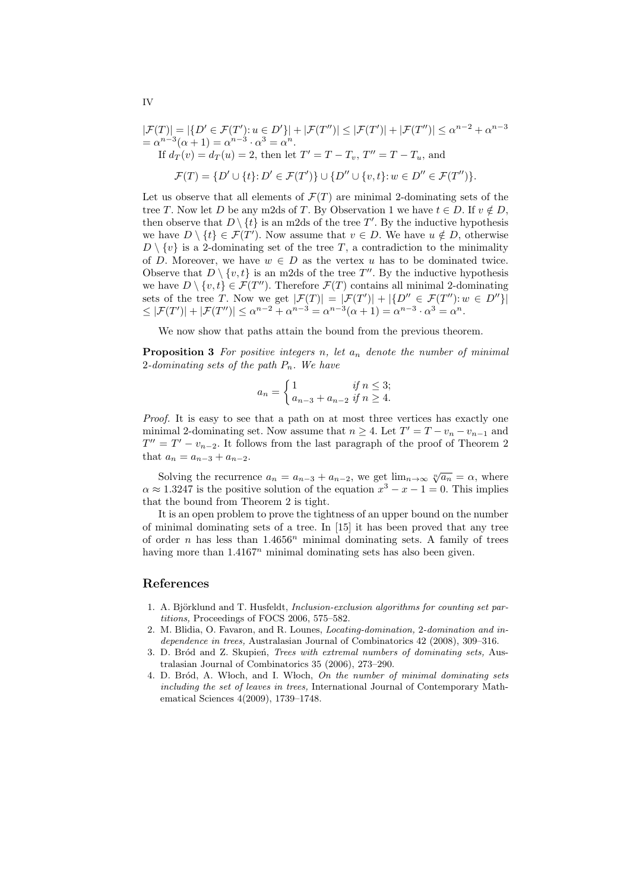$|\mathcal{F}(T)| = |\{D' \in \mathcal{F}(T') \colon u \in D'\}| + |\mathcal{F}(T'')| \le |\mathcal{F}(T')| + |\mathcal{F}(T'')| \le \alpha^{n-2} + \alpha^{n-3}$ $= \alpha^{n-3}(\alpha + 1) = \alpha^{n-3} \cdot \alpha^3 = \alpha^n$.

If $d_T(v) = d_T(u) = 2$, then let $T' = T - T_v$, $T'' = T - T_u$, and

$$\mathcal{F}(T) = \{D' \cup \{t\} \colon D' \in \mathcal{F}(T')\} \cup \{D'' \cup \{v, t\} \colon w \in D'' \in \mathcal{F}(T'')\}.$$

Let us observe that all elements of $\mathcal{F}(T)$ are minimal 2-dominating sets of the tree $T$. Now let $D$ be any m2ds of $T$. By Observation 1 we have $t \in D$. If $v \notin D$, then observe that $D \setminus \{t\}$ is an m2ds of the tree $T'$. By the inductive hypothesis we have $D \setminus \{t\} \in \mathcal{F}(T')$. Now assume that $v \in D$. We have $u \notin D$, otherwise $D \setminus \{v\}$ is a 2-dominating set of the tree $T$, a contradiction to the minimality of $D$. Moreover, we have $w \in D$ as the vertex $u$ has to be dominated twice. Observe that $D \setminus \{v, t\}$ is an m2ds of the tree $T''$. By the inductive hypothesis we have $D \setminus \{v, t\} \in \mathcal{F}(T'')$. Therefore $\mathcal{F}(T)$ contains all minimal 2-dominating sets of the tree $T$. Now we get $|\mathcal{F}(T)| = |\mathcal{F}(T')| + |\{D'' \in \mathcal{F}(T'') \colon w \in D''\}|$ $\le |\mathcal{F}(T')| + |\mathcal{F}(T'')| \le \alpha^{n-2} + \alpha^{n-3} = \alpha^{n-3}(\alpha + 1) = \alpha^{n-3} \cdot \alpha^3 = \alpha^n$.

We now show that paths attain the bound from the previous theorem.

**Proposition 3** *For positive integers $n$, let $a_n$ denote the number of minimal 2-dominating sets of the path $P_n$. We have*

$$a_n = \begin{cases} 1 & \text{if } n \le 3; \\ a_{n-3} + a_{n-2} & \text{if } n \ge 4. \end{cases}$$

*Proof.* It is easy to see that a path on at most three vertices has exactly one minimal 2-dominating set. Now assume that $n \ge 4$. Let $T' = T - v_n - v_{n-1}$ and $T'' = T' - v_{n-2}$. It follows from the last paragraph of the proof of Theorem 2 that $a_n = a_{n-3} + a_{n-2}$.

Solving the recurrence $a_n = a_{n-3} + a_{n-2}$, we get $\lim_{n \to \infty} \sqrt[n]{a_n} = \alpha$, where $\alpha \approx 1.3247$ is the positive solution of the equation $x^3 - x - 1 = 0$. This implies that the bound from Theorem 2 is tight.

It is an open problem to prove the tightness of an upper bound on the number of minimal dominating sets of a tree. In [15] it has been proved that any tree of order $n$ has less than $1.4656^n$ minimal dominating sets. A family of trees having more than $1.4167^n$ minimal dominating sets has also been given.

## References

1. A. Björklund and T. Husfeldt, *Inclusion-exclusion algorithms for counting set partitions,* Proceedings of FOCS 2006, 575–582.
2. M. Blidia, O. Favaron, and R. Lounes, *Locating-domination, 2-domination and independence in trees,* Australasian Journal of Combinatorics 42 (2008), 309–316.
3. D. Bród and Z. Skupień, *Trees with extremal numbers of dominating sets,* Australasian Journal of Combinatorics 35 (2006), 273–290.
4. D. Bród, A. Włoch, and I. Włoch, *On the number of minimal dominating sets including the set of leaves in trees,* International Journal of Contemporary Mathematical Sciences 4(2009), 1739–1748.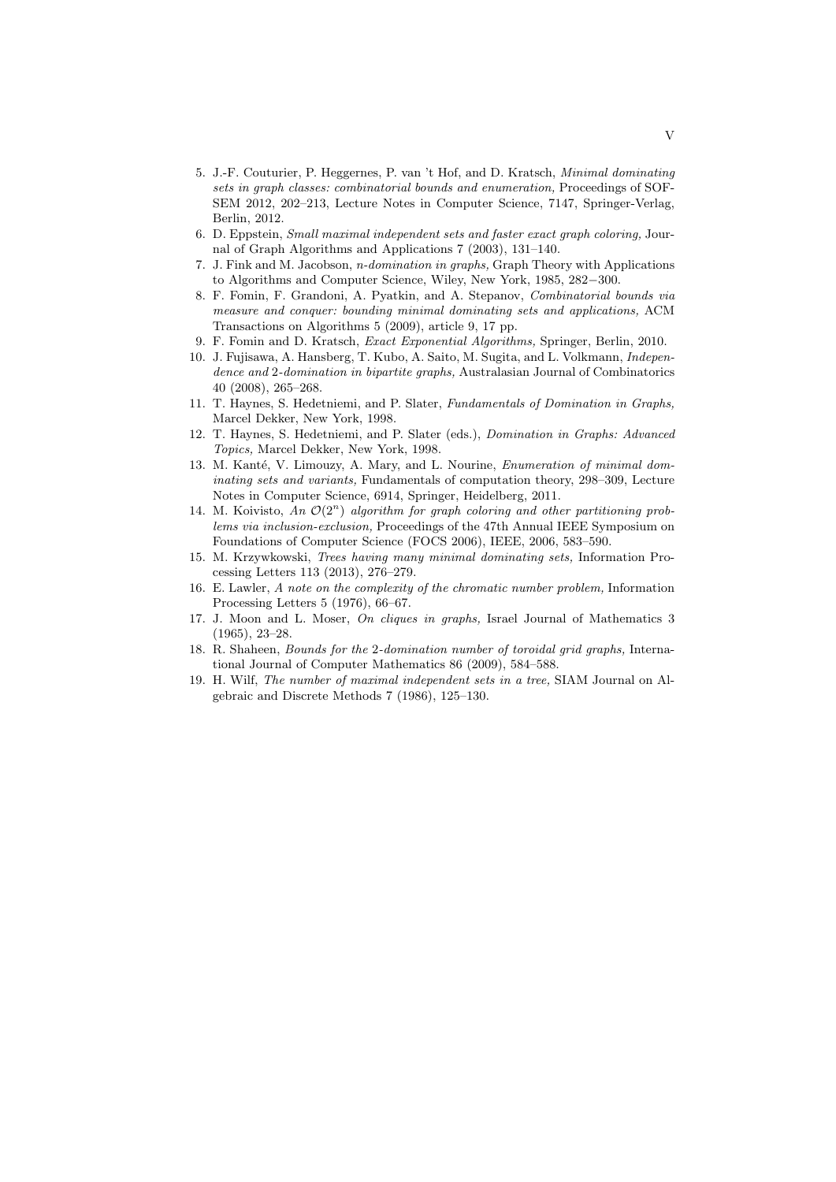5. J.-F. Couturier, P. Heggernes, P. van 't Hof, and D. Kratsch, *Minimal dominating sets in graph classes: combinatorial bounds and enumeration,* Proceedings of SOFSEM 2012, 202–213, Lecture Notes in Computer Science, 7147, Springer-Verlag, Berlin, 2012.
6. D. Eppstein, *Small maximal independent sets and faster exact graph coloring,* Journal of Graph Algorithms and Applications 7 (2003), 131–140.
7. J. Fink and M. Jacobson, *n-domination in graphs,* Graph Theory with Applications to Algorithms and Computer Science, Wiley, New York, 1985, 282−300.
8. F. Fomin, F. Grandoni, A. Pyatkin, and A. Stepanov, *Combinatorial bounds via measure and conquer: bounding minimal dominating sets and applications,* ACM Transactions on Algorithms 5 (2009), article 9, 17 pp.
9. F. Fomin and D. Kratsch, *Exact Exponential Algorithms,* Springer, Berlin, 2010.
10. J. Fujisawa, A. Hansberg, T. Kubo, A. Saito, M. Sugita, and L. Volkmann, *Independence and 2-domination in bipartite graphs,* Australasian Journal of Combinatorics 40 (2008), 265–268.
11. T. Haynes, S. Hedetniemi, and P. Slater, *Fundamentals of Domination in Graphs,* Marcel Dekker, New York, 1998.
12. T. Haynes, S. Hedetniemi, and P. Slater (eds.), *Domination in Graphs: Advanced Topics,* Marcel Dekker, New York, 1998.
13. M. Kanté, V. Limouzy, A. Mary, and L. Nourine, *Enumeration of minimal dominating sets and variants,* Fundamentals of computation theory, 298–309, Lecture Notes in Computer Science, 6914, Springer, Heidelberg, 2011.
14. M. Koivisto, *An $\mathcal{O}(2^n)$ algorithm for graph coloring and other partitioning problems via inclusion-exclusion,* Proceedings of the 47th Annual IEEE Symposium on Foundations of Computer Science (FOCS 2006), IEEE, 2006, 583–590.
15. M. Krzywkowski, *Trees having many minimal dominating sets,* Information Processing Letters 113 (2013), 276–279.
16. E. Lawler, *A note on the complexity of the chromatic number problem,* Information Processing Letters 5 (1976), 66–67.
17. J. Moon and L. Moser, *On cliques in graphs,* Israel Journal of Mathematics 3 (1965), 23–28.
18. R. Shaheen, *Bounds for the 2-domination number of toroidal grid graphs,* International Journal of Computer Mathematics 86 (2009), 584–588.
19. H. Wilf, *The number of maximal independent sets in a tree,* SIAM Journal on Algebraic and Discrete Methods 7 (1986), 125–130.